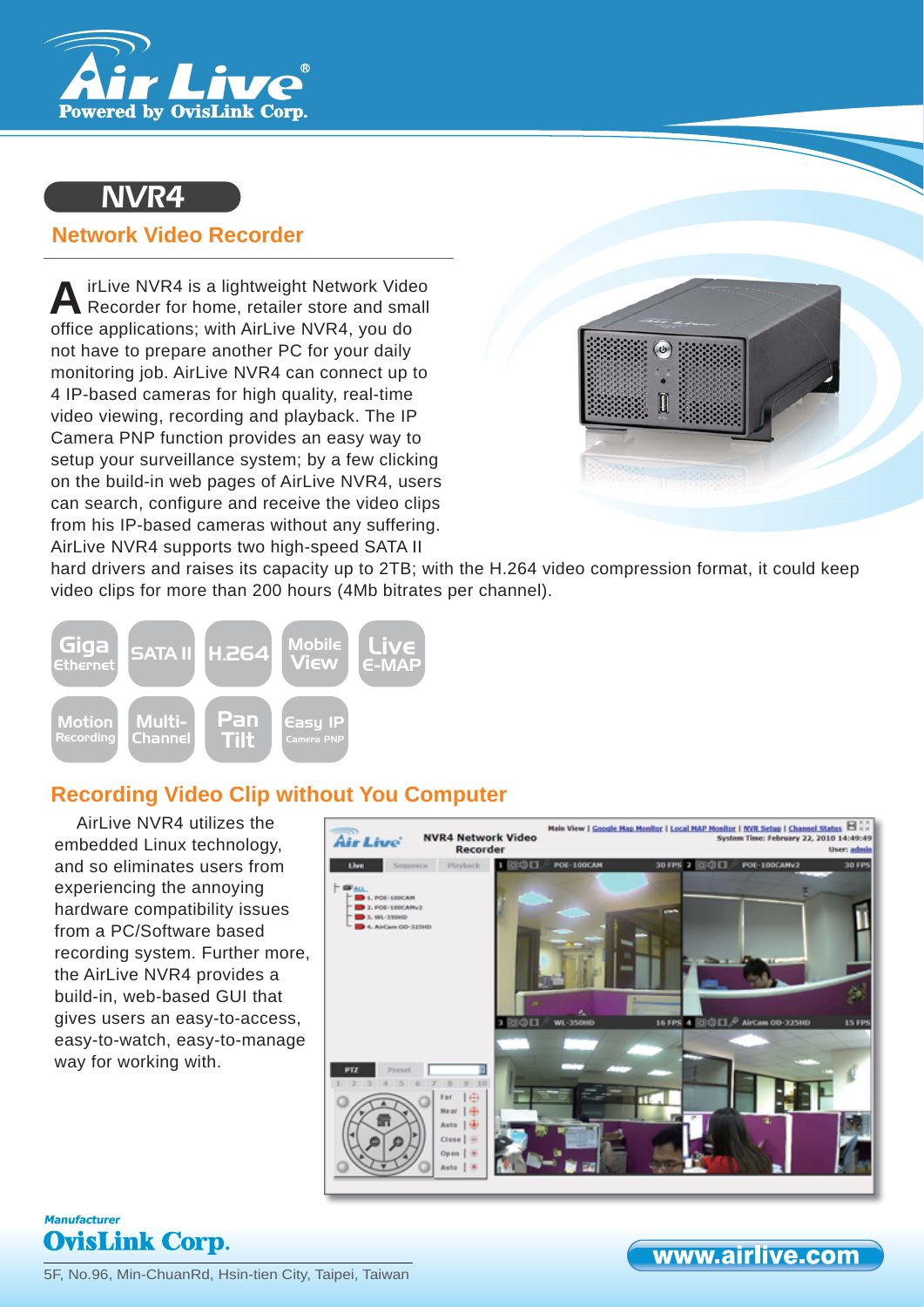# NVR4

## Network Video Recorder

AirLive NVR4 is a lightweight Network Video Recorder for home, retailer store and small office applications; with AirLive NVR4, you do not have to prepare another PC for your daily monitoring job. AirLive NVR4 can connect up to 4 IP-based cameras for high quality, real-time video viewing, recording and playback. The IP Camera PNP function provides an easy way to setup your surveillance system; by a few clicking on the build-in web pages of AirLive NVR4, users can search, configure and receive the video clips from his IP-based cameras without any suffering. AirLive NVR4 supports two high-speed SATA II hard drivers and raises its capacity up to 2TB; with the H.264 video compression format, it could keep video clips for more than 200 hours (4Mb bitrates per channel).

- Giga Ethernet
- SATA II
- H.264
- Mobile View
- Live E-MAP
- Motion Recording
- Multi-Channel
- Pan Tilt
- Easy IP Camera PNP

## Recording Video Clip without You Computer

AirLive NVR4 utilizes the embedded Linux technology, and so eliminates users from experiencing the annoying hardware compatibility issues from a PC/Software based recording system. Further more, the AirLive NVR4 provides a build-in, web-based GUI that gives users an easy-to-access, easy-to-watch, easy-to-manage way for working with.

*Manufacturer*
**OvisLink Corp.**
5F, No.96, Min-ChuanRd, Hsin-tien City, Taipei, Taiwan

www.airlive.com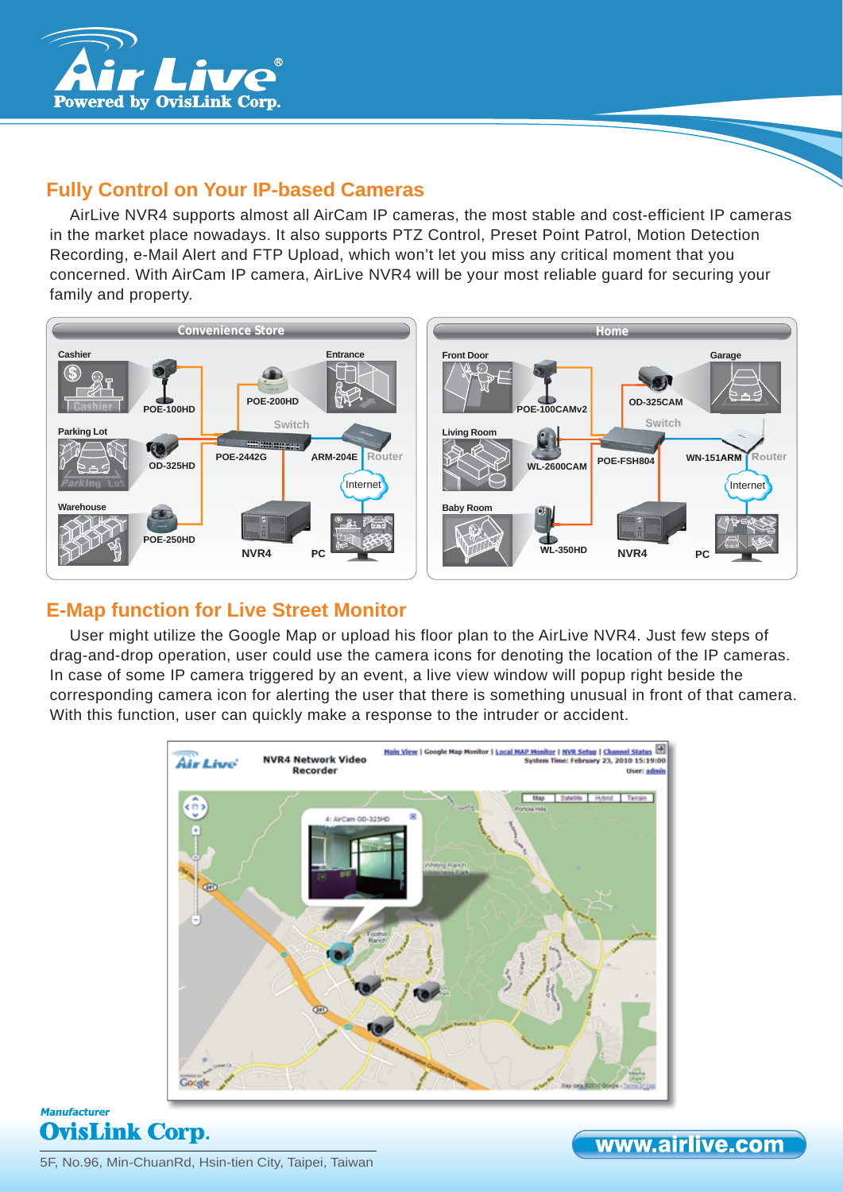## Fully Control on Your IP-based Cameras

AirLive NVR4 supports almost all AirCam IP cameras, the most stable and cost-efficient IP cameras in the market place nowadays. It also supports PTZ Control, Preset Point Patrol, Motion Detection Recording, e-Mail Alert and FTP Upload, which won't let you miss any critical moment that you concerned. With AirCam IP camera, AirLive NVR4 will be your most reliable guard for securing your family and property.

## E-Map function for Live Street Monitor

User might utilize the Google Map or upload his floor plan to the AirLive NVR4. Just few steps of drag-and-drop operation, user could use the camera icons for denoting the location of the IP cameras. In case of some IP camera triggered by an event, a live view window will popup right beside the corresponding camera icon for alerting the user that there is something unusual in front of that camera. With this function, user can quickly make a response to the intruder or accident.

*Manufacturer*

**OvisLink Corp.**

5F, No.96, Min-ChuanRd, Hsin-tien City, Taipei, Taiwan

www.airlive.com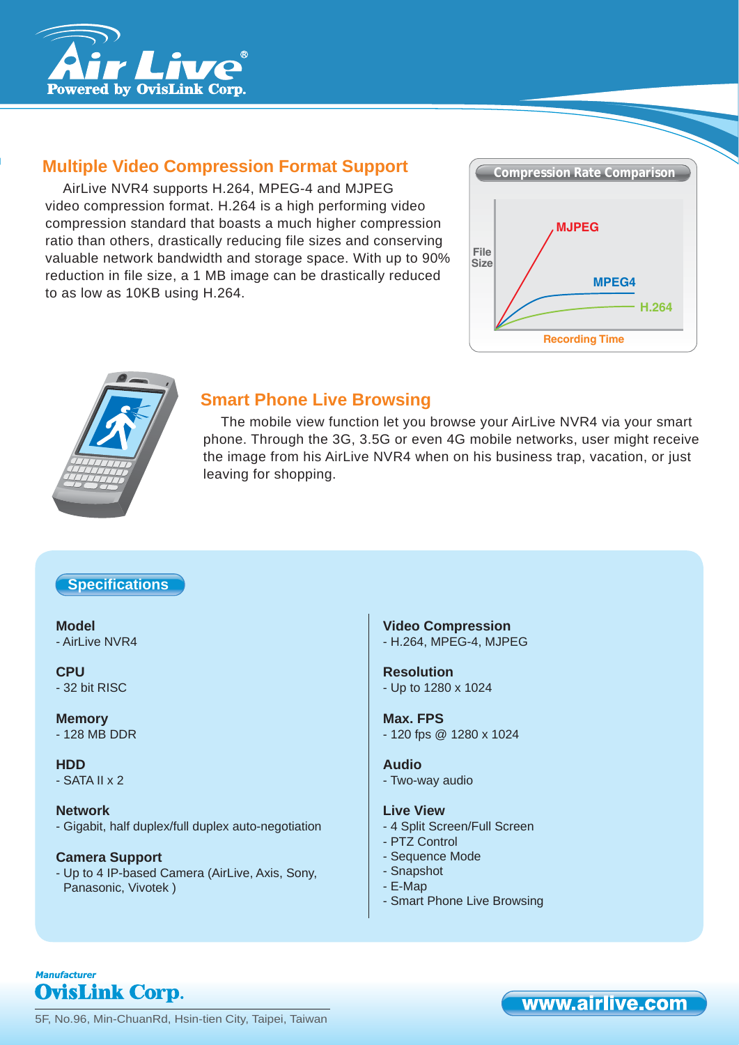## Multiple Video Compression Format Support

AirLive NVR4 supports H.264, MPEG-4 and MJPEG video compression format. H.264 is a high performing video compression standard that boasts a much higher compression ratio than others, drastically reducing file sizes and conserving valuable network bandwidth and storage space. With up to 90% reduction in file size, a 1 MB image can be drastically reduced to as low as 10KB using H.264.

Compression Rate Comparison

File Size

MJPEG

MPEG4

H.264

Recording Time

## Smart Phone Live Browsing

The mobile view function let you browse your AirLive NVR4 via your smart phone. Through the 3G, 3.5G or even 4G mobile networks, user might receive the image from his AirLive NVR4 when on his business trap, vacation, or just leaving for shopping.

## Specifications

**Model**
- AirLive NVR4

**CPU**
- 32 bit RISC

**Memory**
- 128 MB DDR

**HDD**
- SATA II x 2

**Network**
- Gigabit, half duplex/full duplex auto-negotiation

**Camera Support**
- Up to 4 IP-based Camera (AirLive, Axis, Sony, Panasonic, Vivotek )

**Video Compression**
- H.264, MPEG-4, MJPEG

**Resolution**
- Up to 1280 x 1024

**Max. FPS**
- 120 fps @ 1280 x 1024

**Audio**
- Two-way audio

**Live View**
- 4 Split Screen/Full Screen
- PTZ Control
- Sequence Mode
- Snapshot
- E-Map
- Smart Phone Live Browsing

*Manufacturer*
**OvisLink Corp.**
5F, No.96, Min-ChuanRd, Hsin-tien City, Taipei, Taiwan

www.airlive.com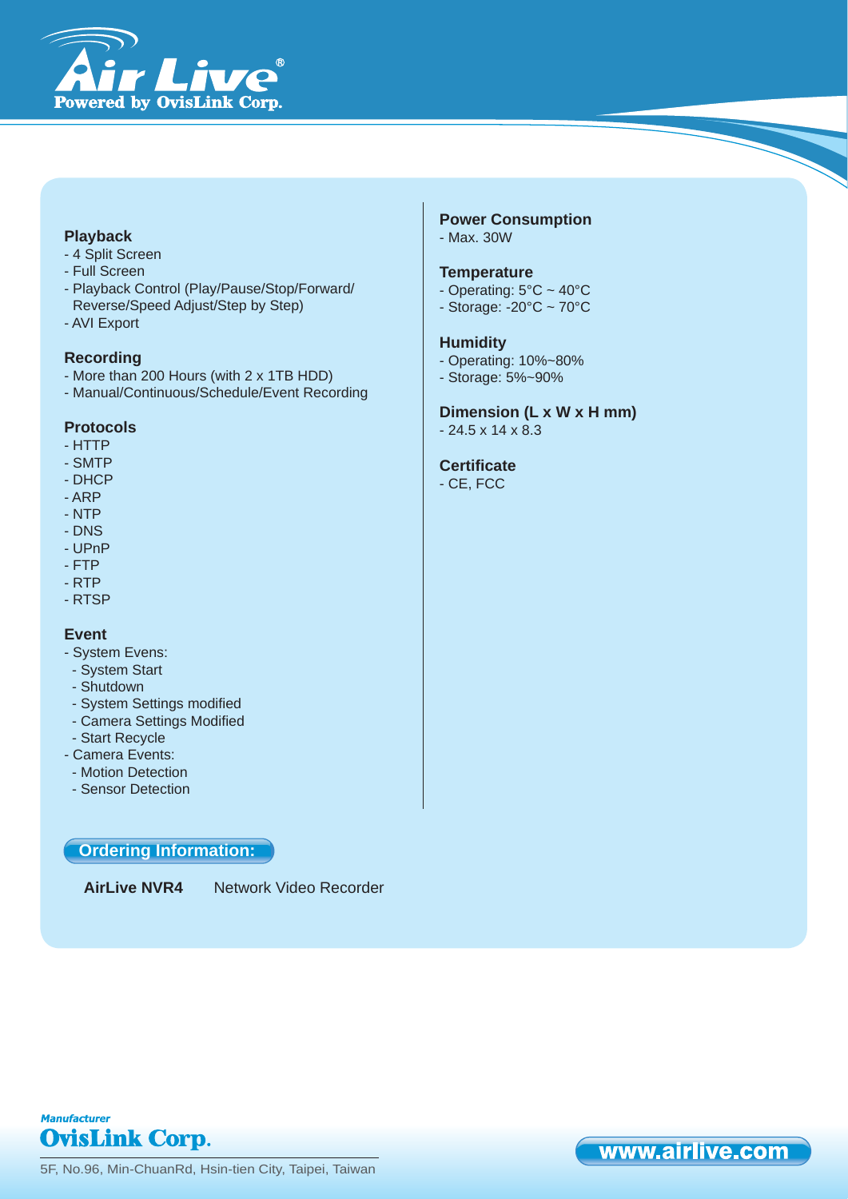### Playback
- 4 Split Screen
- Full Screen
- Playback Control (Play/Pause/Stop/Forward/ Reverse/Speed Adjust/Step by Step)
- AVI Export

### Recording
- More than 200 Hours (with 2 x 1TB HDD)
- Manual/Continuous/Schedule/Event Recording

### Protocols
- HTTP
- SMTP
- DHCP
- ARP
- NTP
- DNS
- UPnP
- FTP
- RTP
- RTSP

### Event
- System Evens:
  - System Start
  - Shutdown
  - System Settings modified
  - Camera Settings Modified
  - Start Recycle
- Camera Events:
  - Motion Detection
  - Sensor Detection

### Power Consumption
- Max. 30W

### Temperature
- Operating: 5°C ~ 40°C
- Storage: -20°C ~ 70°C

### Humidity
- Operating: 10%~80%
- Storage: 5%~90%

### Dimension (L x W x H mm)
- 24.5 x 14 x 8.3

### Certificate
- CE, FCC

## Ordering Information:

**AirLive NVR4** Network Video Recorder

*Manufacturer*
**OvisLink Corp.**
5F, No.96, Min-ChuanRd, Hsin-tien City, Taipei, Taiwan

www.airlive.com